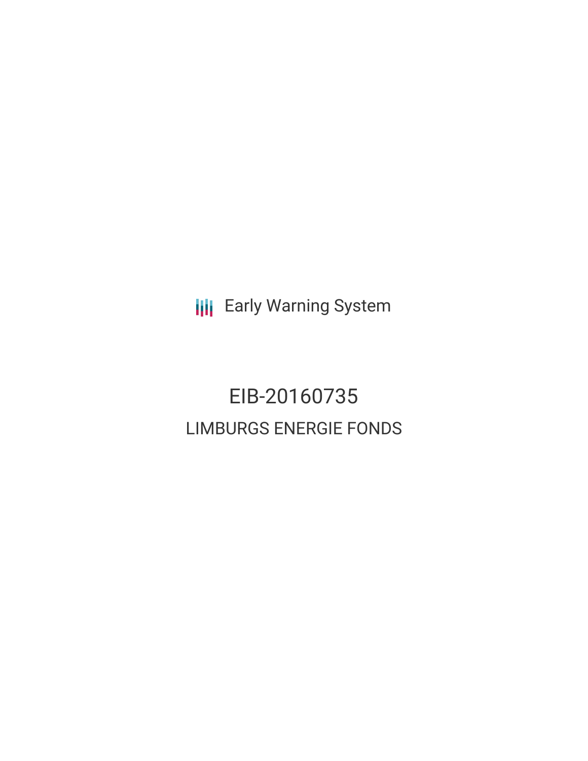Early Warning System

# EIB-20160735

## LIMBURGS ENERGIE FONDS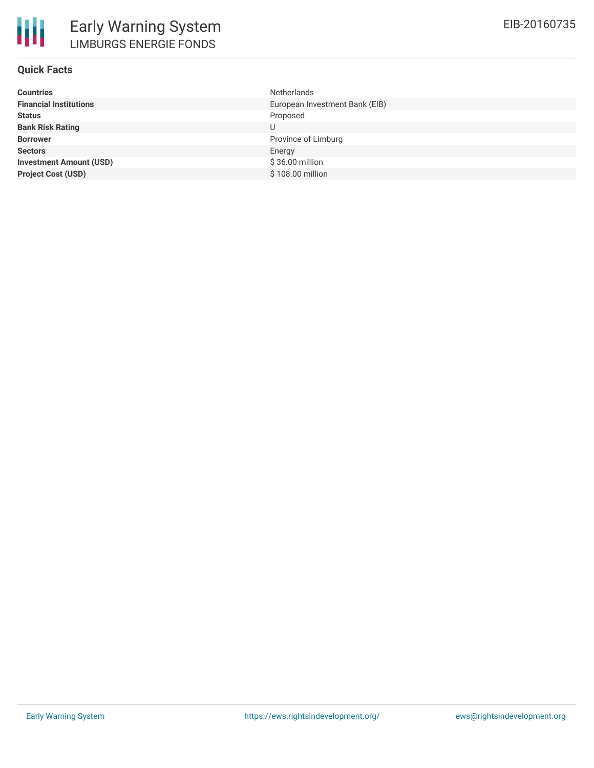# Early Warning System
## LIMBURGS ENERGIE FONDS

EIB-20160735

### Quick Facts

| | |
|---|---|
| **Countries** | Netherlands |
| **Financial Institutions** | European Investment Bank (EIB) |
| **Status** | Proposed |
| **Bank Risk Rating** | U |
| **Borrower** | Province of Limburg |
| **Sectors** | Energy |
| **Investment Amount (USD)** | $ 36.00 million |
| **Project Cost (USD)** | $ 108.00 million |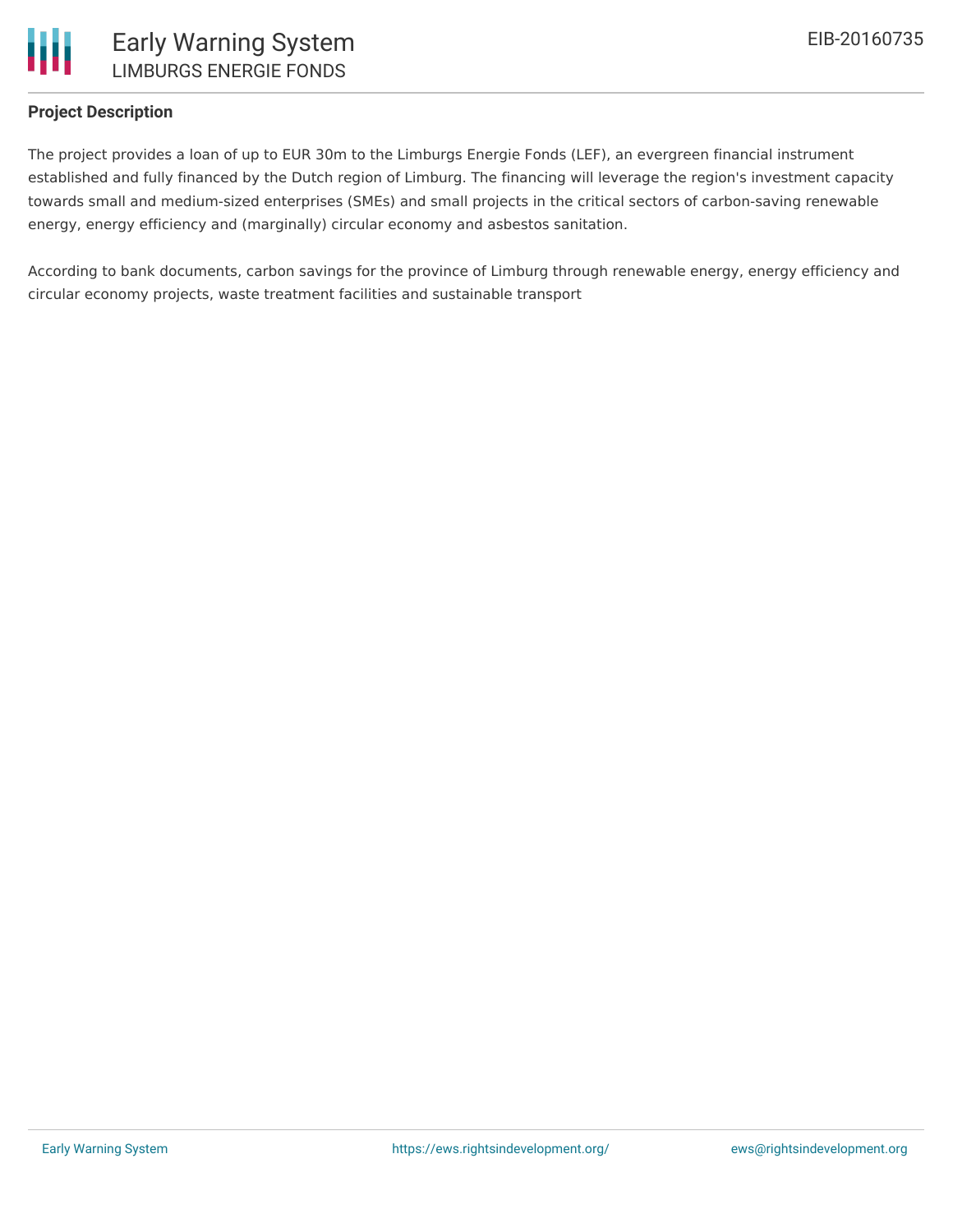## Project Description

The project provides a loan of up to EUR 30m to the Limburgs Energie Fonds (LEF), an evergreen financial instrument established and fully financed by the Dutch region of Limburg. The financing will leverage the region's investment capacity towards small and medium-sized enterprises (SMEs) and small projects in the critical sectors of carbon-saving renewable energy, energy efficiency and (marginally) circular economy and asbestos sanitation.

According to bank documents, carbon savings for the province of Limburg through renewable energy, energy efficiency and circular economy projects, waste treatment facilities and sustainable transport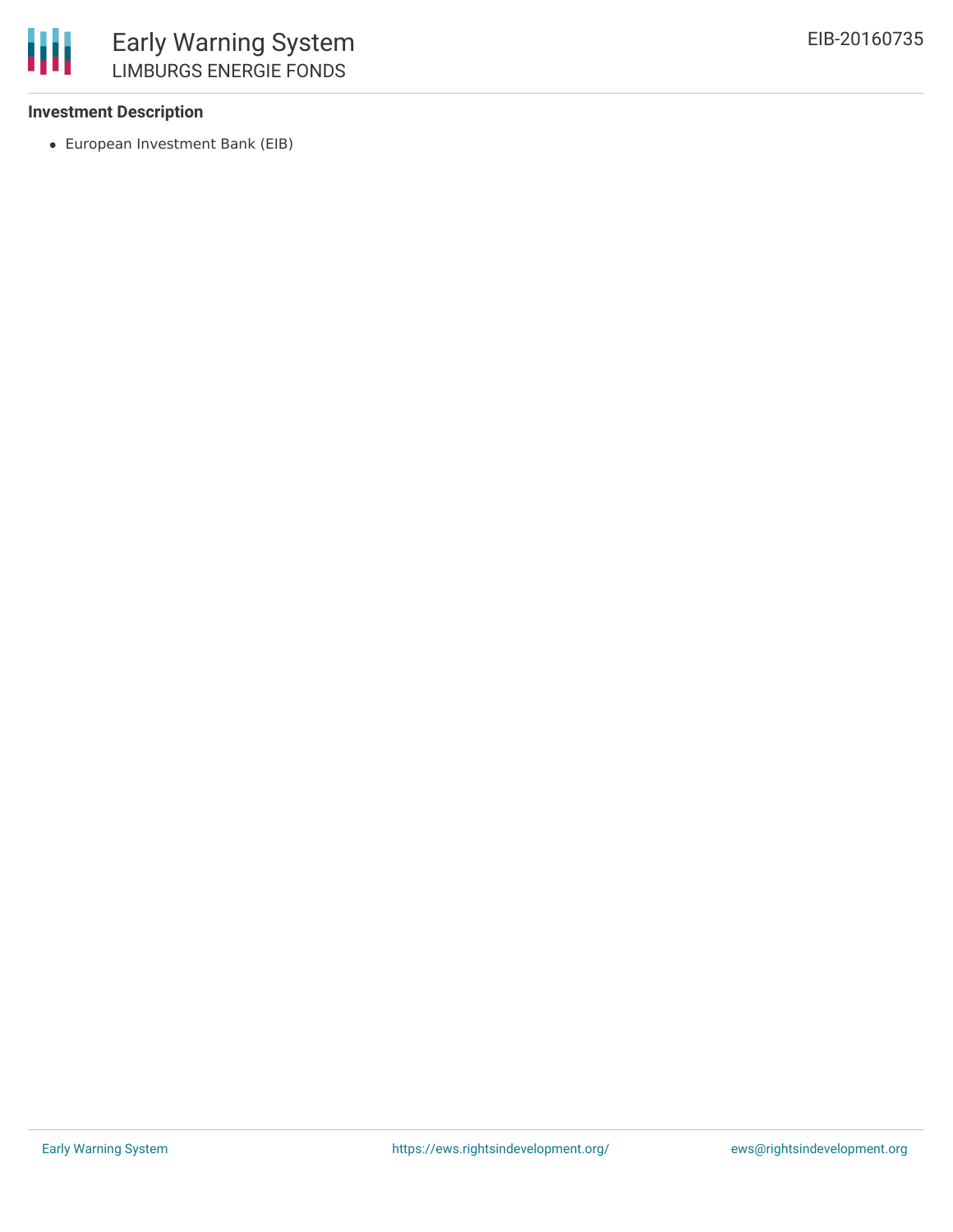### Investment Description

- European Investment Bank (EIB)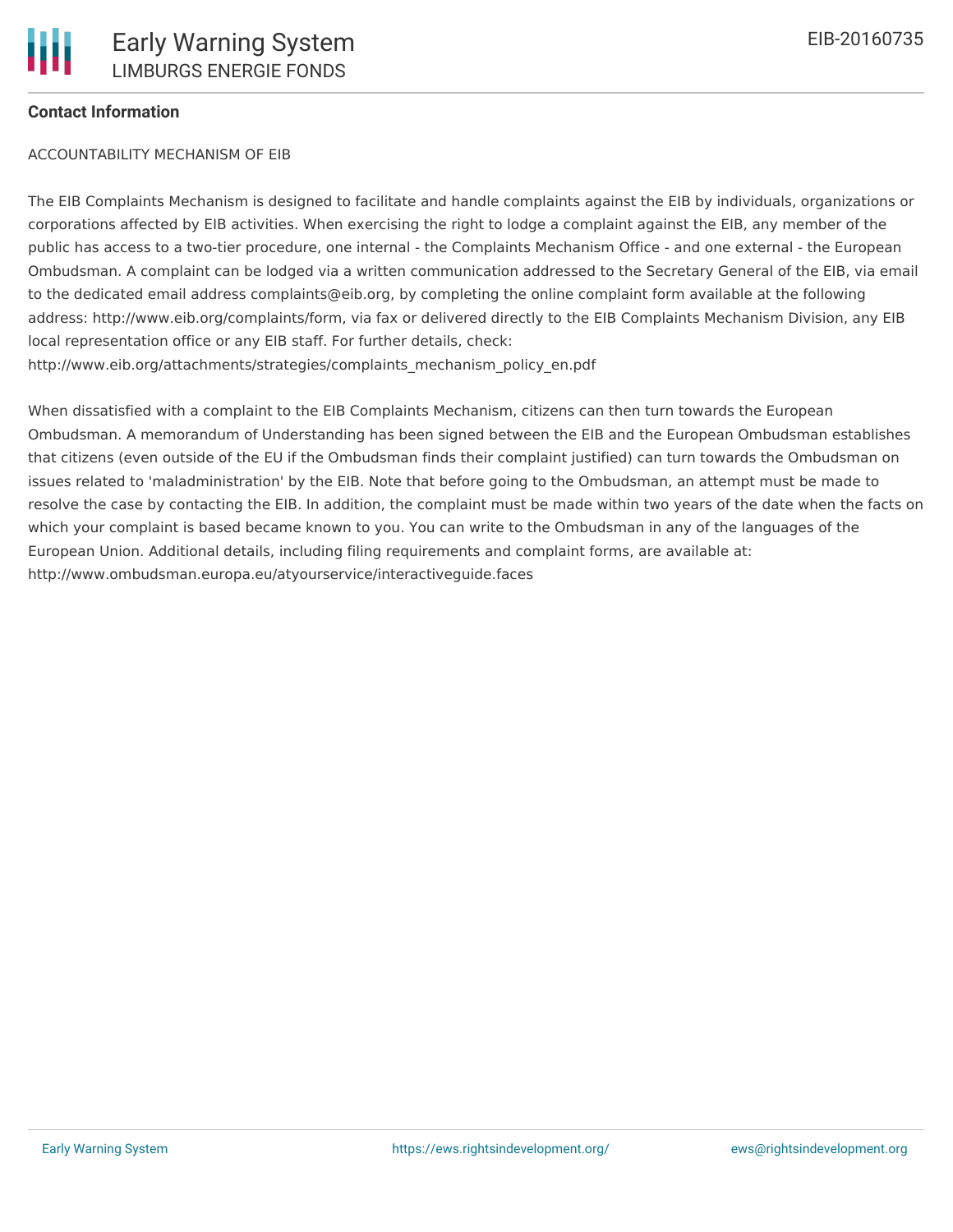**Contact Information**

ACCOUNTABILITY MECHANISM OF EIB

The EIB Complaints Mechanism is designed to facilitate and handle complaints against the EIB by individuals, organizations or corporations affected by EIB activities. When exercising the right to lodge a complaint against the EIB, any member of the public has access to a two-tier procedure, one internal - the Complaints Mechanism Office - and one external - the European Ombudsman. A complaint can be lodged via a written communication addressed to the Secretary General of the EIB, via email to the dedicated email address complaints@eib.org, by completing the online complaint form available at the following address: http://www.eib.org/complaints/form, via fax or delivered directly to the EIB Complaints Mechanism Division, any EIB local representation office or any EIB staff. For further details, check: http://www.eib.org/attachments/strategies/complaints_mechanism_policy_en.pdf

When dissatisfied with a complaint to the EIB Complaints Mechanism, citizens can then turn towards the European Ombudsman. A memorandum of Understanding has been signed between the EIB and the European Ombudsman establishes that citizens (even outside of the EU if the Ombudsman finds their complaint justified) can turn towards the Ombudsman on issues related to 'maladministration' by the EIB. Note that before going to the Ombudsman, an attempt must be made to resolve the case by contacting the EIB. In addition, the complaint must be made within two years of the date when the facts on which your complaint is based became known to you. You can write to the Ombudsman in any of the languages of the European Union. Additional details, including filing requirements and complaint forms, are available at: http://www.ombudsman.europa.eu/atyourservice/interactiveguide.faces